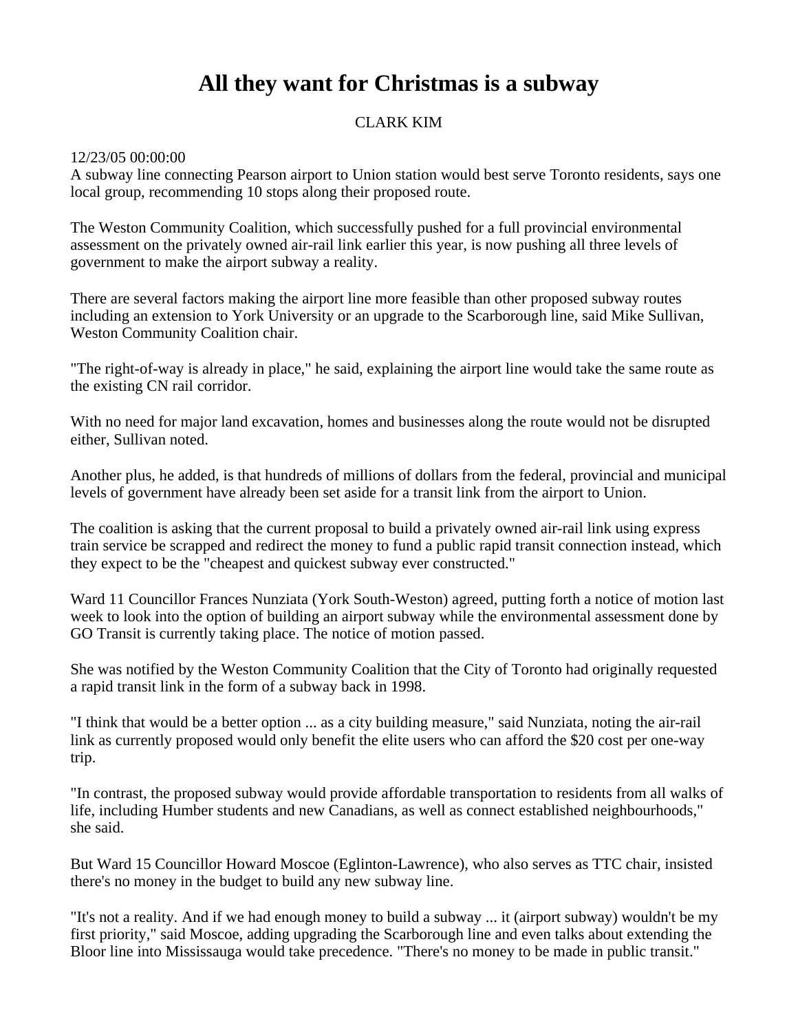# All they want for Christmas is a subway

CLARK KIM

12/23/05 00:00:00

A subway line connecting Pearson airport to Union station would best serve Toronto residents, says one local group, recommending 10 stops along their proposed route.

The Weston Community Coalition, which successfully pushed for a full provincial environmental assessment on the privately owned air-rail link earlier this year, is now pushing all three levels of government to make the airport subway a reality.

There are several factors making the airport line more feasible than other proposed subway routes including an extension to York University or an upgrade to the Scarborough line, said Mike Sullivan, Weston Community Coalition chair.

"The right-of-way is already in place," he said, explaining the airport line would take the same route as the existing CN rail corridor.

With no need for major land excavation, homes and businesses along the route would not be disrupted either, Sullivan noted.

Another plus, he added, is that hundreds of millions of dollars from the federal, provincial and municipal levels of government have already been set aside for a transit link from the airport to Union.

The coalition is asking that the current proposal to build a privately owned air-rail link using express train service be scrapped and redirect the money to fund a public rapid transit connection instead, which they expect to be the "cheapest and quickest subway ever constructed."

Ward 11 Councillor Frances Nunziata (York South-Weston) agreed, putting forth a notice of motion last week to look into the option of building an airport subway while the environmental assessment done by GO Transit is currently taking place. The notice of motion passed.

She was notified by the Weston Community Coalition that the City of Toronto had originally requested a rapid transit link in the form of a subway back in 1998.

"I think that would be a better option ... as a city building measure," said Nunziata, noting the air-rail link as currently proposed would only benefit the elite users who can afford the $20 cost per one-way trip.

"In contrast, the proposed subway would provide affordable transportation to residents from all walks of life, including Humber students and new Canadians, as well as connect established neighbourhoods," she said.

But Ward 15 Councillor Howard Moscoe (Eglinton-Lawrence), who also serves as TTC chair, insisted there's no money in the budget to build any new subway line.

"It's not a reality. And if we had enough money to build a subway ... it (airport subway) wouldn't be my first priority," said Moscoe, adding upgrading the Scarborough line and even talks about extending the Bloor line into Mississauga would take precedence. "There's no money to be made in public transit."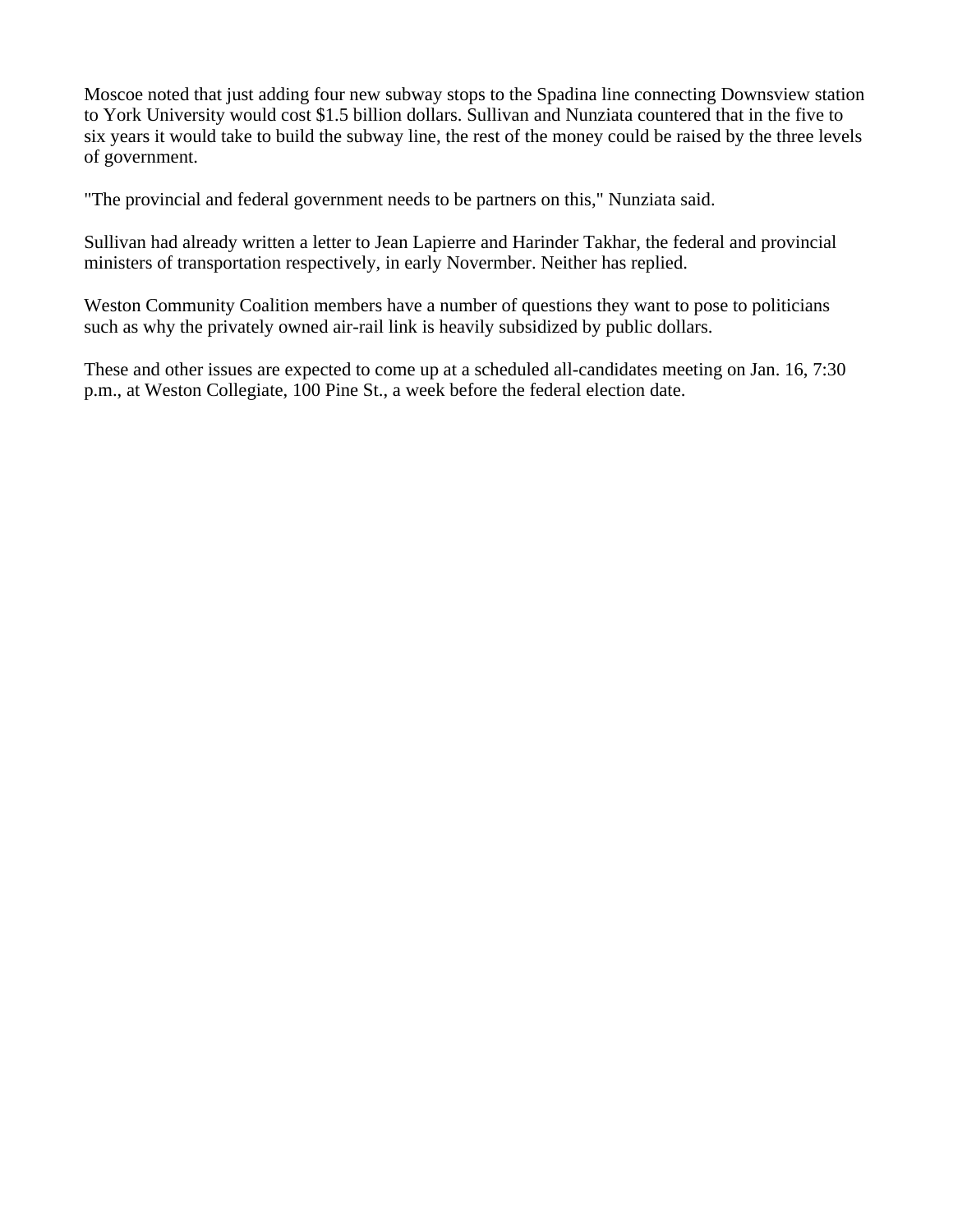Moscoe noted that just adding four new subway stops to the Spadina line connecting Downsview station to York University would cost $1.5 billion dollars. Sullivan and Nunziata countered that in the five to six years it would take to build the subway line, the rest of the money could be raised by the three levels of government.

"The provincial and federal government needs to be partners on this," Nunziata said.

Sullivan had already written a letter to Jean Lapierre and Harinder Takhar, the federal and provincial ministers of transportation respectively, in early Novermber. Neither has replied.

Weston Community Coalition members have a number of questions they want to pose to politicians such as why the privately owned air-rail link is heavily subsidized by public dollars.

These and other issues are expected to come up at a scheduled all-candidates meeting on Jan. 16, 7:30 p.m., at Weston Collegiate, 100 Pine St., a week before the federal election date.